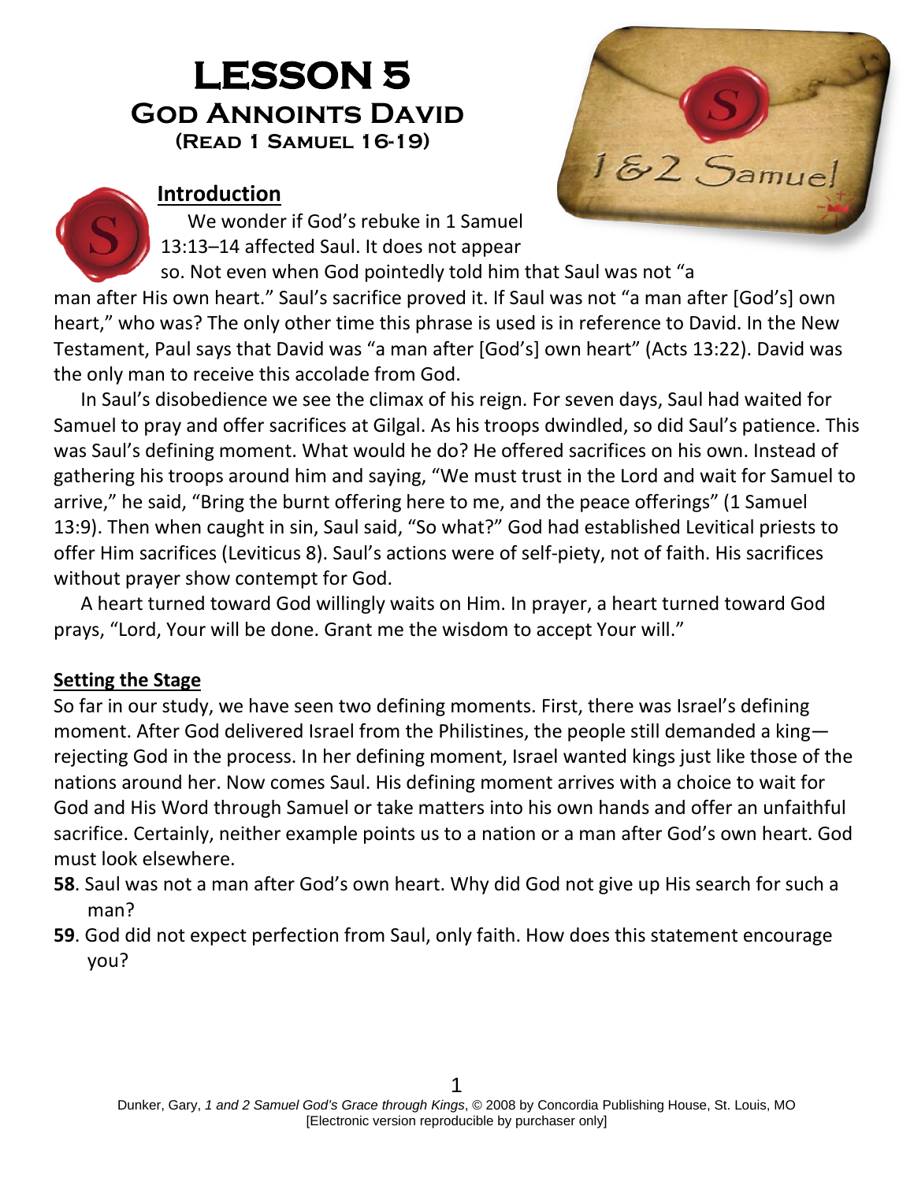# LESSON 5

## God Annoints David

### (Read 1 Samuel 16-19)

### Introduction

We wonder if God's rebuke in 1 Samuel 13:13–14 affected Saul. It does not appear so. Not even when God pointedly told him that Saul was not "a man after His own heart." Saul's sacrifice proved it. If Saul was not "a man after [God's] own heart," who was? The only other time this phrase is used is in reference to David. In the New Testament, Paul says that David was "a man after [God's] own heart" (Acts 13:22). David was the only man to receive this accolade from God.

In Saul's disobedience we see the climax of his reign. For seven days, Saul had waited for Samuel to pray and offer sacrifices at Gilgal. As his troops dwindled, so did Saul's patience. This was Saul's defining moment. What would he do? He offered sacrifices on his own. Instead of gathering his troops around him and saying, "We must trust in the Lord and wait for Samuel to arrive," he said, "Bring the burnt offering here to me, and the peace offerings" (1 Samuel 13:9). Then when caught in sin, Saul said, "So what?" God had established Levitical priests to offer Him sacrifices (Leviticus 8). Saul's actions were of self-piety, not of faith. His sacrifices without prayer show contempt for God.

A heart turned toward God willingly waits on Him. In prayer, a heart turned toward God prays, "Lord, Your will be done. Grant me the wisdom to accept Your will."

### Setting the Stage

So far in our study, we have seen two defining moments. First, there was Israel's defining moment. After God delivered Israel from the Philistines, the people still demanded a king—rejecting God in the process. In her defining moment, Israel wanted kings just like those of the nations around her. Now comes Saul. His defining moment arrives with a choice to wait for God and His Word through Samuel or take matters into his own hands and offer an unfaithful sacrifice. Certainly, neither example points us to a nation or a man after God's own heart. God must look elsewhere.

**58**. Saul was not a man after God's own heart. Why did God not give up His search for such a man?

**59**. God did not expect perfection from Saul, only faith. How does this statement encourage you?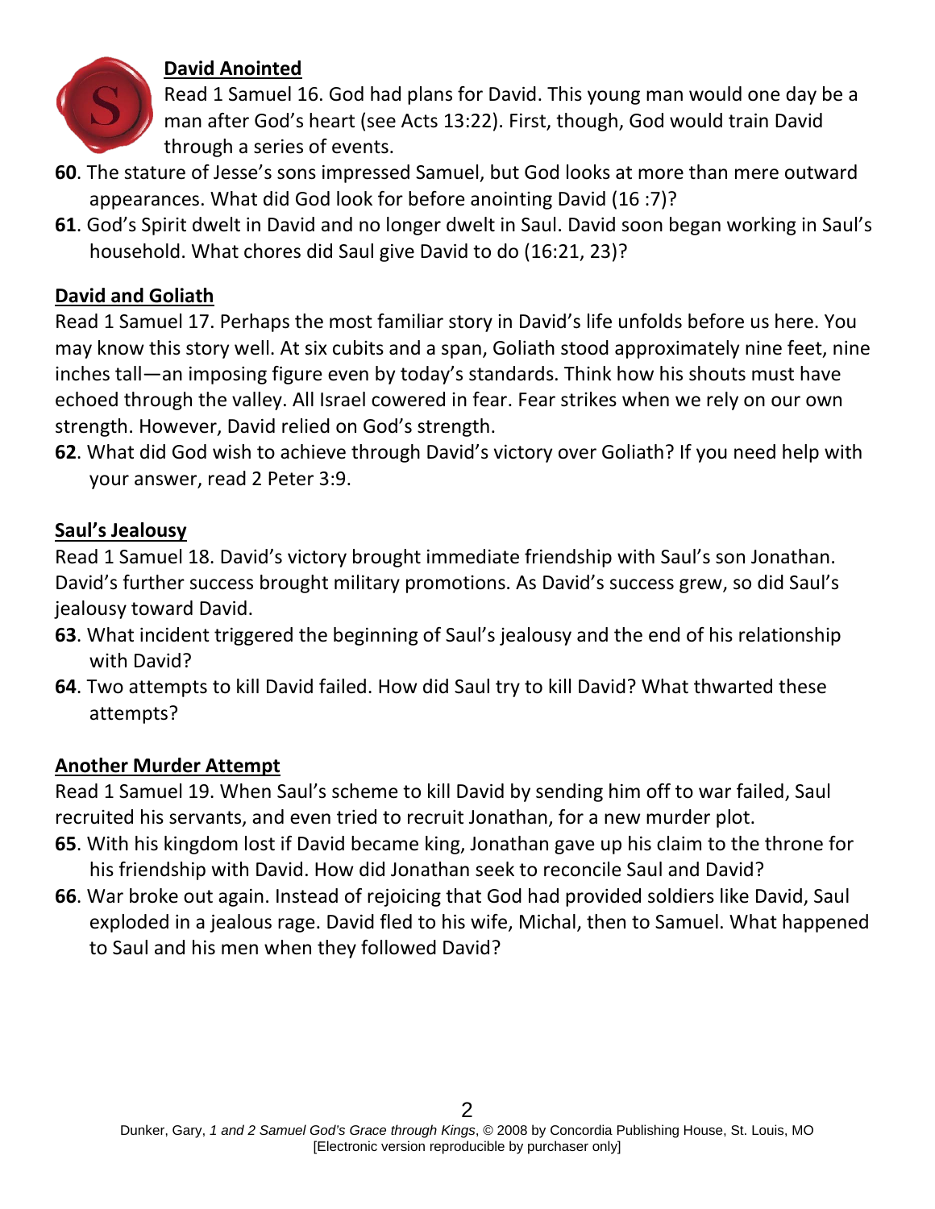**David Anointed**

Read 1 Samuel 16. God had plans for David. This young man would one day be a man after God's heart (see Acts 13:22). First, though, God would train David through a series of events.

**60**. The stature of Jesse's sons impressed Samuel, but God looks at more than mere outward appearances. What did God look for before anointing David (16 :7)?

**61**. God's Spirit dwelt in David and no longer dwelt in Saul. David soon began working in Saul's household. What chores did Saul give David to do (16:21, 23)?

**David and Goliath**

Read 1 Samuel 17. Perhaps the most familiar story in David's life unfolds before us here. You may know this story well. At six cubits and a span, Goliath stood approximately nine feet, nine inches tall—an imposing figure even by today's standards. Think how his shouts must have echoed through the valley. All Israel cowered in fear. Fear strikes when we rely on our own strength. However, David relied on God's strength.

**62**. What did God wish to achieve through David's victory over Goliath? If you need help with your answer, read 2 Peter 3:9.

**Saul's Jealousy**

Read 1 Samuel 18. David's victory brought immediate friendship with Saul's son Jonathan. David's further success brought military promotions. As David's success grew, so did Saul's jealousy toward David.

**63**. What incident triggered the beginning of Saul's jealousy and the end of his relationship with David?

**64**. Two attempts to kill David failed. How did Saul try to kill David? What thwarted these attempts?

**Another Murder Attempt**

Read 1 Samuel 19. When Saul's scheme to kill David by sending him off to war failed, Saul recruited his servants, and even tried to recruit Jonathan, for a new murder plot.

**65**. With his kingdom lost if David became king, Jonathan gave up his claim to the throne for his friendship with David. How did Jonathan seek to reconcile Saul and David?

**66**. War broke out again. Instead of rejoicing that God had provided soldiers like David, Saul exploded in a jealous rage. David fled to his wife, Michal, then to Samuel. What happened to Saul and his men when they followed David?

Dunker, Gary, *1 and 2 Samuel God's Grace through Kings*, © 2008 by Concordia Publishing House, St. Louis, MO
[Electronic version reproducible by purchaser only]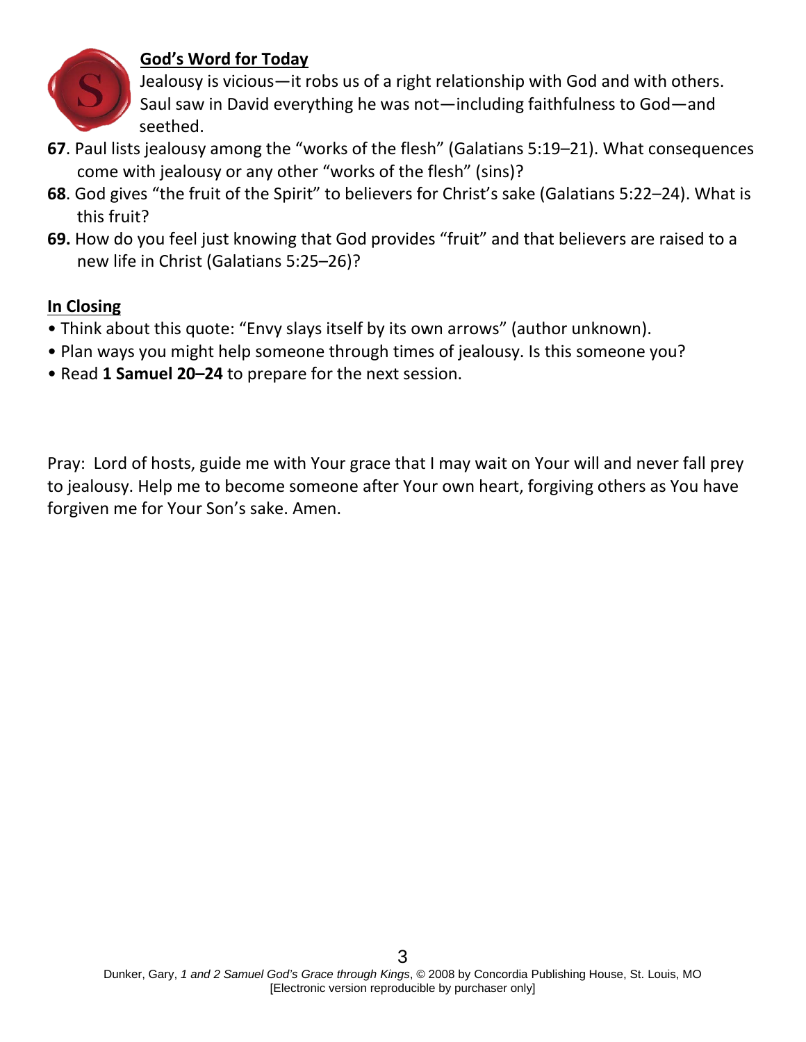**God's Word for Today**

Jealousy is vicious—it robs us of a right relationship with God and with others. Saul saw in David everything he was not—including faithfulness to God—and seethed.

**67**. Paul lists jealousy among the "works of the flesh" (Galatians 5:19–21). What consequences come with jealousy or any other "works of the flesh" (sins)?

**68**. God gives "the fruit of the Spirit" to believers for Christ's sake (Galatians 5:22–24). What is this fruit?

**69.** How do you feel just knowing that God provides "fruit" and that believers are raised to a new life in Christ (Galatians 5:25–26)?

**In Closing**

- Think about this quote: "Envy slays itself by its own arrows" (author unknown).
- Plan ways you might help someone through times of jealousy. Is this someone you?
- Read **1 Samuel 20–24** to prepare for the next session.

Pray: Lord of hosts, guide me with Your grace that I may wait on Your will and never fall prey to jealousy. Help me to become someone after Your own heart, forgiving others as You have forgiven me for Your Son's sake. Amen.

Dunker, Gary, *1 and 2 Samuel God's Grace through Kings*, © 2008 by Concordia Publishing House, St. Louis, MO
[Electronic version reproducible by purchaser only]